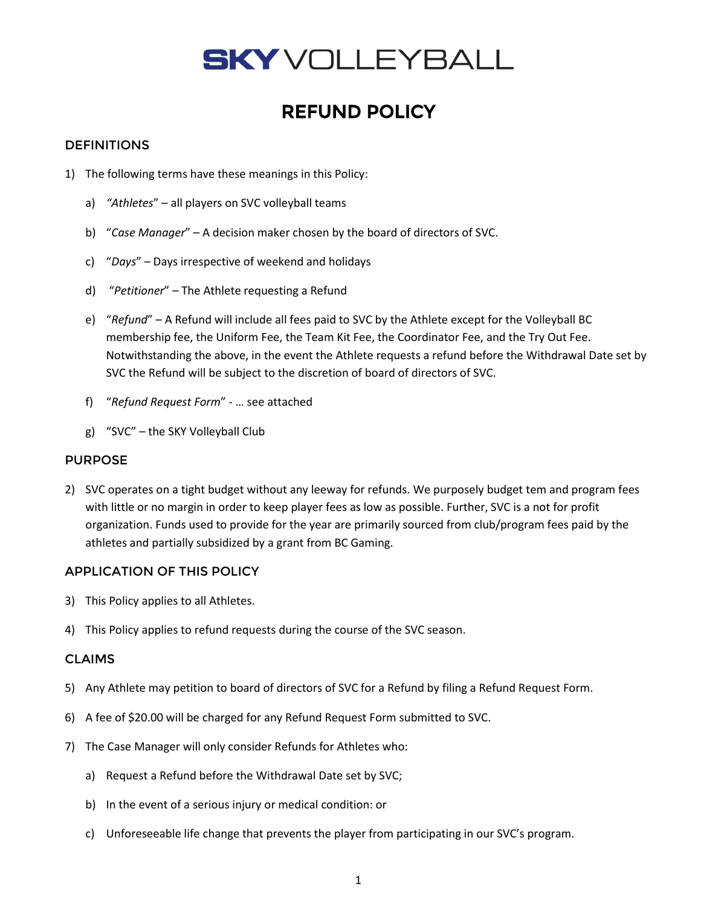# SKY VOLLEYBALL

## REFUND POLICY

### DEFINITIONS

1) The following terms have these meanings in this Policy:

   a) *"Athletes"* – all players on SVC volleyball teams

   b) "*Case Manager*" – A decision maker chosen by the board of directors of SVC.

   c) "*Days*" – Days irrespective of weekend and holidays

   d) "*Petitioner*" – The Athlete requesting a Refund

   e) "*Refund*" – A Refund will include all fees paid to SVC by the Athlete except for the Volleyball BC membership fee, the Uniform Fee, the Team Kit Fee, the Coordinator Fee, and the Try Out Fee. Notwithstanding the above, in the event the Athlete requests a refund before the Withdrawal Date set by SVC the Refund will be subject to the discretion of board of directors of SVC.

   f) "*Refund Request Form*" - … see attached

   g) "SVC" – the SKY Volleyball Club

### PURPOSE

2) SVC operates on a tight budget without any leeway for refunds. We purposely budget tem and program fees with little or no margin in order to keep player fees as low as possible. Further, SVC is a not for profit organization. Funds used to provide for the year are primarily sourced from club/program fees paid by the athletes and partially subsidized by a grant from BC Gaming.

### APPLICATION OF THIS POLICY

3) This Policy applies to all Athletes.

4) This Policy applies to refund requests during the course of the SVC season.

### CLAIMS

5) Any Athlete may petition to board of directors of SVC for a Refund by filing a Refund Request Form.

6) A fee of $20.00 will be charged for any Refund Request Form submitted to SVC.

7) The Case Manager will only consider Refunds for Athletes who:

   a) Request a Refund before the Withdrawal Date set by SVC;

   b) In the event of a serious injury or medical condition: or

   c) Unforeseeable life change that prevents the player from participating in our SVC's program.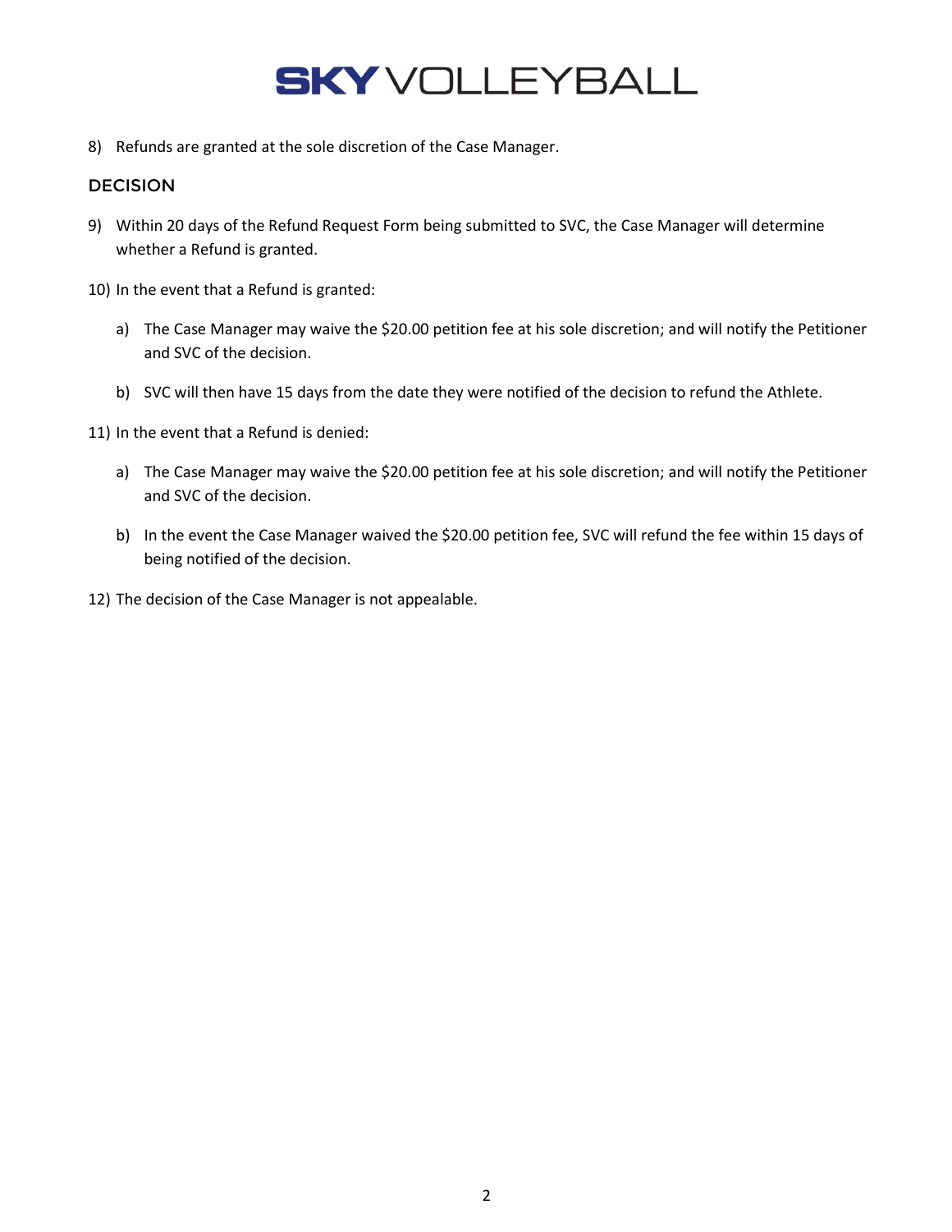8) Refunds are granted at the sole discretion of the Case Manager.

## DECISION

9) Within 20 days of the Refund Request Form being submitted to SVC, the Case Manager will determine whether a Refund is granted.

10) In the event that a Refund is granted:

    a) The Case Manager may waive the $20.00 petition fee at his sole discretion; and will notify the Petitioner and SVC of the decision.

    b) SVC will then have 15 days from the date they were notified of the decision to refund the Athlete.

11) In the event that a Refund is denied:

    a) The Case Manager may waive the $20.00 petition fee at his sole discretion; and will notify the Petitioner and SVC of the decision.

    b) In the event the Case Manager waived the $20.00 petition fee, SVC will refund the fee within 15 days of being notified of the decision.

12) The decision of the Case Manager is not appealable.